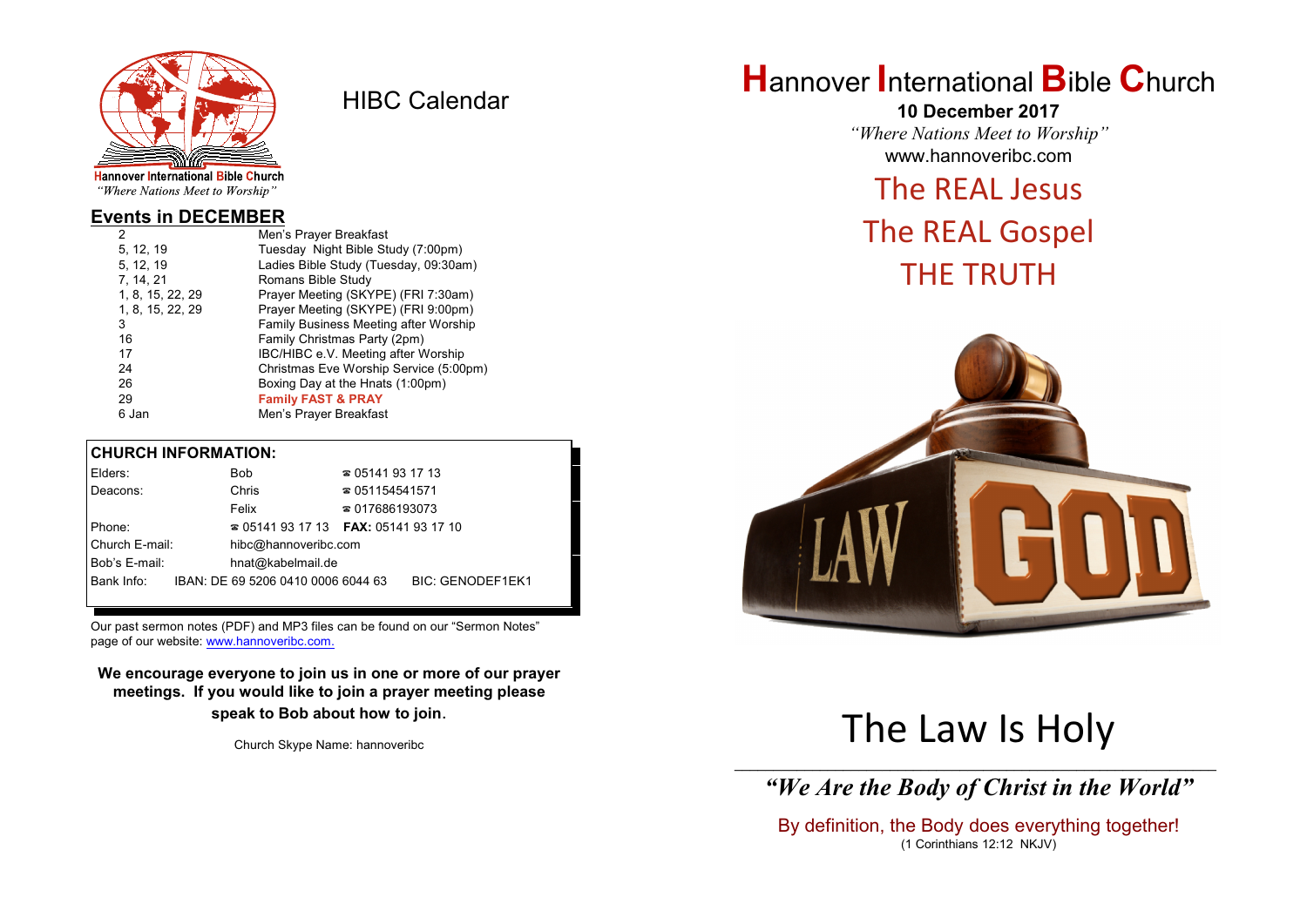Hannover International Bible Church
*"Where Nations Meet to Worship"*

# HIBC Calendar

## Events in DECEMBER

| | |
|---|---|
| 2 | Men's Prayer Breakfast |
| 5, 12, 19 | Tuesday Night Bible Study (7:00pm) |
| 5, 12, 19 | Ladies Bible Study (Tuesday, 09:30am) |
| 7, 14, 21 | Romans Bible Study |
| 1, 8, 15, 22, 29 | Prayer Meeting (SKYPE) (FRI 7:30am) |
| 1, 8, 15, 22, 29 | Prayer Meeting (SKYPE) (FRI 9:00pm) |
| 3 | Family Business Meeting after Worship |
| 16 | Family Christmas Party (2pm) |
| 17 | IBC/HIBC e.V. Meeting after Worship |
| 24 | Christmas Eve Worship Service (5:00pm) |
| 26 | Boxing Day at the Hnats (1:00pm) |
| 29 | **Family FAST & PRAY** |
| 6 Jan | Men's Prayer Breakfast |

## CHURCH INFORMATION:

| | | | |
|---|---|---|---|
| Elders: | Bob | ☎ 05141 93 17 13 | |
| Deacons: | Chris | ☎ 051154541571 | |
| | Felix | ☎ 017686193073 | |
| Phone: | ☎ 05141 93 17 13 | **FAX:** 05141 93 17 10 | |
| Church E-mail: | hibc@hannoveribc.com | | |
| Bob's E-mail: | hnat@kabelmail.de | | |
| Bank Info: | IBAN: DE 69 5206 0410 0006 6044 63 | | BIC: GENODEF1EK1 |

Our past sermon notes (PDF) and MP3 files can be found on our "Sermon Notes" page of our website: www.hannoveribc.com.

**We encourage everyone to join us in one or more of our prayer meetings. If you would like to join a prayer meeting please speak to Bob about how to join.**

Church Skype Name: hannoveribc

# Hannover International Bible Church

**10 December 2017**

*"Where Nations Meet to Worship"*

www.hannoveribc.com

The REAL Jesus
The REAL Gospel
THE TRUTH

# The Law Is Holy

***"We Are the Body of Christ in the World"***

By definition, the Body does everything together!
(1 Corinthians 12:12 NKJV)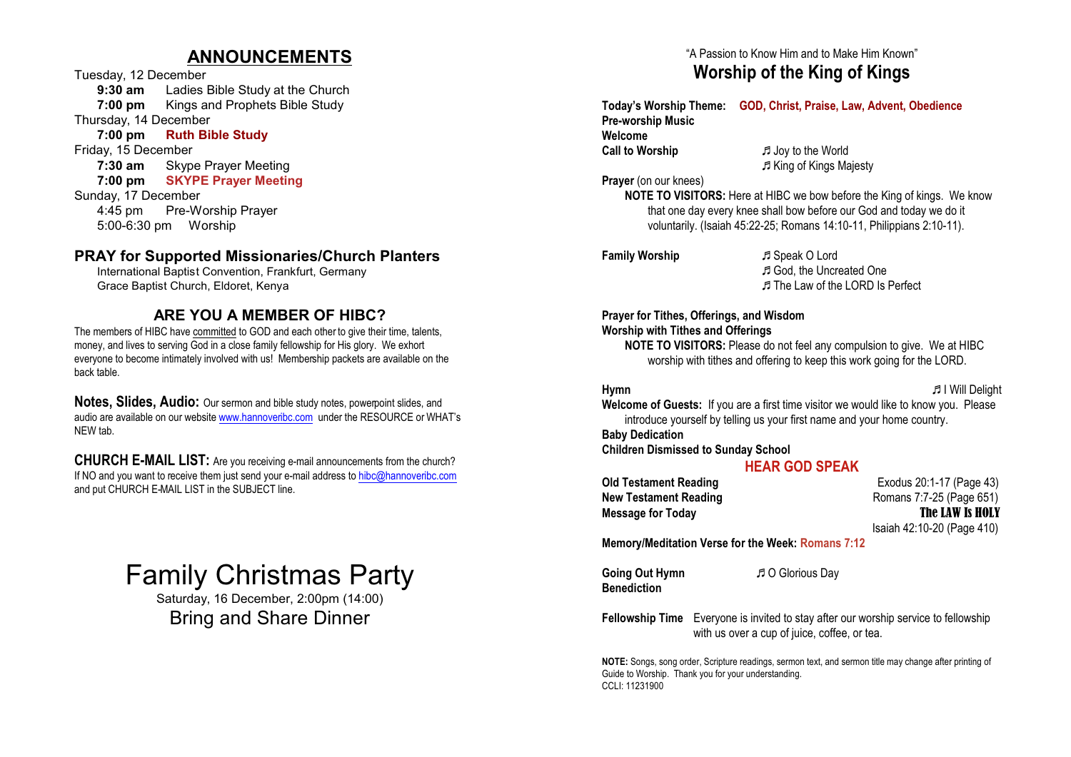## ANNOUNCEMENTS

Tuesday, 12 December
- **9:30 am** Ladies Bible Study at the Church
- **7:00 pm** Kings and Prophets Bible Study

Thursday, 14 December
- **7:00 pm** **Ruth Bible Study**

Friday, 15 December
- **7:30 am** Skype Prayer Meeting
- **7:00 pm** **SKYPE Prayer Meeting**

Sunday, 17 December
- 4:45 pm Pre-Worship Prayer
- 5:00-6:30 pm Worship

### PRAY for Supported Missionaries/Church Planters

International Baptist Convention, Frankfurt, Germany
Grace Baptist Church, Eldoret, Kenya

### ARE YOU A MEMBER OF HIBC?

The members of HIBC have committed to GOD and each other to give their time, talents, money, and lives to serving God in a close family fellowship for His glory. We exhort everyone to become intimately involved with us! Membership packets are available on the back table.

**Notes, Slides, Audio:** Our sermon and bible study notes, powerpoint slides, and audio are available on our website www.hannoveribc.com under the RESOURCE or WHAT's NEW tab.

**CHURCH E-MAIL LIST:** Are you receiving e-mail announcements from the church? If NO and you want to receive them just send your e-mail address to hibc@hannoveribc.com and put CHURCH E-MAIL LIST in the SUBJECT line.

# Family Christmas Party

Saturday, 16 December, 2:00pm (14:00)

Bring and Share Dinner

"A Passion to Know Him and to Make Him Known"

# Worship of the King of Kings

**Today's Worship Theme:** **GOD, Christ, Praise, Law, Advent, Obedience**

**Pre-worship Music**

**Welcome**

**Call to Worship** ♬ Joy to the World
♬ King of Kings Majesty

**Prayer** (on our knees)

**NOTE TO VISITORS:** Here at HIBC we bow before the King of kings. We know that one day every knee shall bow before our God and today we do it voluntarily. (Isaiah 45:22-25; Romans 14:10-11, Philippians 2:10-11).

**Family Worship** ♬ Speak O Lord
♬ God, the Uncreated One
♬ The Law of the LORD Is Perfect

**Prayer for Tithes, Offerings, and Wisdom**

**Worship with Tithes and Offerings**

**NOTE TO VISITORS:** Please do not feel any compulsion to give. We at HIBC worship with tithes and offering to keep this work going for the LORD.

**Hymn** ♬ I Will Delight

**Welcome of Guests:** If you are a first time visitor we would like to know you. Please introduce yourself by telling us your first name and your home country.

**Baby Dedication**

**Children Dismissed to Sunday School**

### HEAR GOD SPEAK

**Old Testament Reading** Exodus 20:1-17 (Page 43)

**New Testament Reading** Romans 7:7-25 (Page 651)

**Message for Today** **The LAW Is HOLY**
Isaiah 42:10-20 (Page 410)

**Memory/Meditation Verse for the Week:** **Romans 7:12**

**Going Out Hymn** ♬ O Glorious Day

**Benediction**

**Fellowship Time** Everyone is invited to stay after our worship service to fellowship with us over a cup of juice, coffee, or tea.

**NOTE:** Songs, song order, Scripture readings, sermon text, and sermon title may change after printing of Guide to Worship. Thank you for your understanding.
CCLI: 11231900